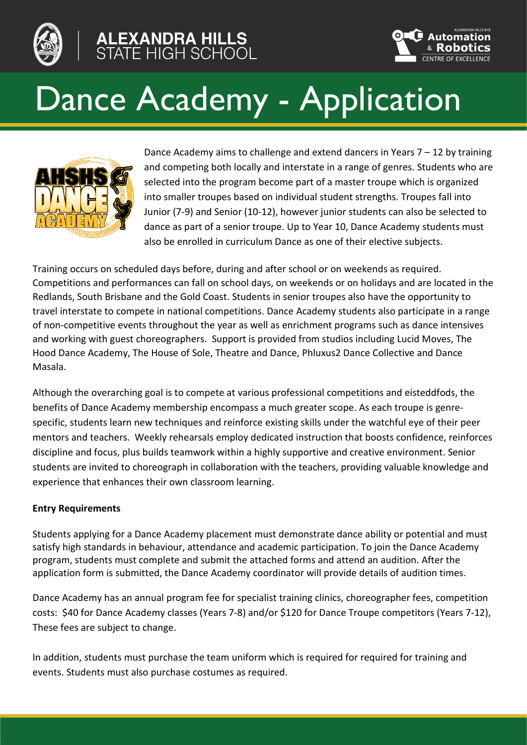# Dance Academy - Application

Dance Academy aims to challenge and extend dancers in Years 7 – 12 by training and competing both locally and interstate in a range of genres. Students who are selected into the program become part of a master troupe which is organized into smaller troupes based on individual student strengths. Troupes fall into Junior (7-9) and Senior (10-12), however junior students can also be selected to dance as part of a senior troupe. Up to Year 10, Dance Academy students must also be enrolled in curriculum Dance as one of their elective subjects.

Training occurs on scheduled days before, during and after school or on weekends as required. Competitions and performances can fall on school days, on weekends or on holidays and are located in the Redlands, South Brisbane and the Gold Coast. Students in senior troupes also have the opportunity to travel interstate to compete in national competitions. Dance Academy students also participate in a range of non-competitive events throughout the year as well as enrichment programs such as dance intensives and working with guest choreographers. Support is provided from studios including Lucid Moves, The Hood Dance Academy, The House of Sole, Theatre and Dance, Phluxus2 Dance Collective and Dance Masala.

Although the overarching goal is to compete at various professional competitions and eisteddfods, the benefits of Dance Academy membership encompass a much greater scope. As each troupe is genre-specific, students learn new techniques and reinforce existing skills under the watchful eye of their peer mentors and teachers. Weekly rehearsals employ dedicated instruction that boosts confidence, reinforces discipline and focus, plus builds teamwork within a highly supportive and creative environment. Senior students are invited to choreograph in collaboration with the teachers, providing valuable knowledge and experience that enhances their own classroom learning.

**Entry Requirements**

Students applying for a Dance Academy placement must demonstrate dance ability or potential and must satisfy high standards in behaviour, attendance and academic participation. To join the Dance Academy program, students must complete and submit the attached forms and attend an audition. After the application form is submitted, the Dance Academy coordinator will provide details of audition times.

Dance Academy has an annual program fee for specialist training clinics, choreographer fees, competition costs: $40 for Dance Academy classes (Years 7-8) and/or $120 for Dance Troupe competitors (Years 7-12), These fees are subject to change.

In addition, students must purchase the team uniform which is required for required for training and events. Students must also purchase costumes as required.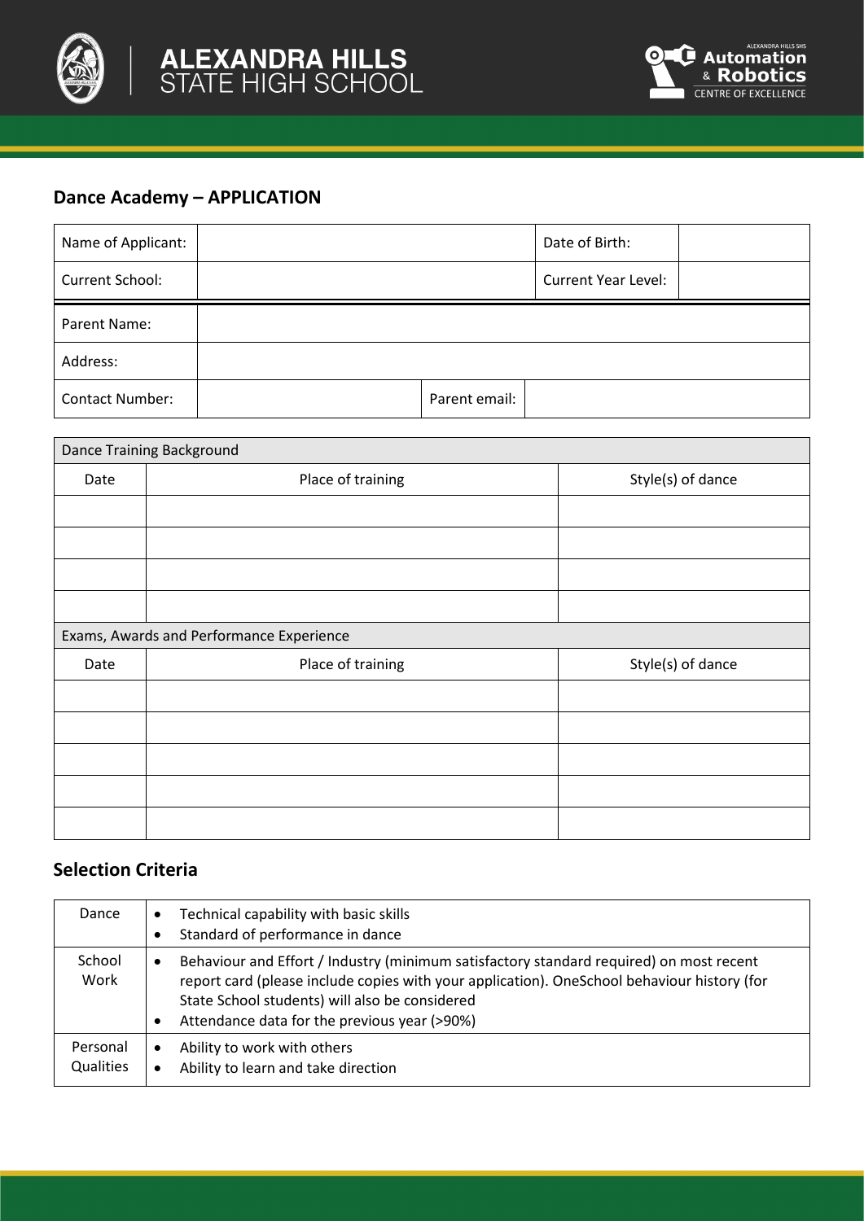## Dance Academy – APPLICATION

| Name of Applicant: | | Date of Birth: | |
|---|---|---|---|
| Current School: | | Current Year Level: | |

| Parent Name: | | | |
|---|---|---|---|
| Address: | | | |
| Contact Number: | | Parent email: | |

| Dance Training Background | | |
|---|---|---|
| Date | Place of training | Style(s) of dance |
| | | |
| | | |
| | | |
| | | |
| **Exams, Awards and Performance Experience** | | |
| Date | Place of training | Style(s) of dance |
| | | |
| | | |
| | | |
| | | |
| | | |

## Selection Criteria

| | |
|---|---|
| Dance | • Technical capability with basic skills<br>• Standard of performance in dance |
| School Work | • Behaviour and Effort / Industry (minimum satisfactory standard required) on most recent report card (please include copies with your application). OneSchool behaviour history (for State School students) will also be considered<br>• Attendance data for the previous year (>90%) |
| Personal Qualities | • Ability to work with others<br>• Ability to learn and take direction |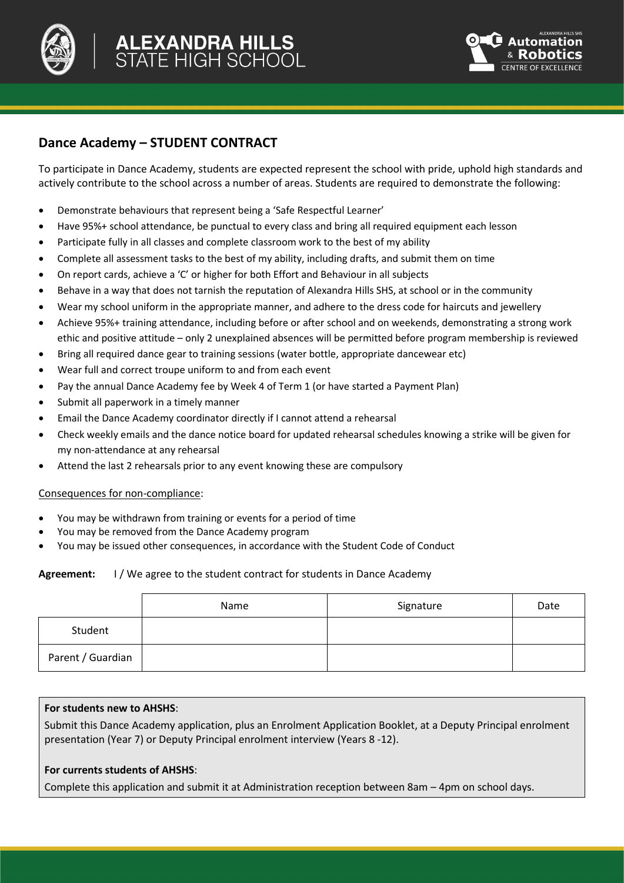## Dance Academy – STUDENT CONTRACT

To participate in Dance Academy, students are expected represent the school with pride, uphold high standards and actively contribute to the school across a number of areas. Students are required to demonstrate the following:

- Demonstrate behaviours that represent being a 'Safe Respectful Learner'
- Have 95%+ school attendance, be punctual to every class and bring all required equipment each lesson
- Participate fully in all classes and complete classroom work to the best of my ability
- Complete all assessment tasks to the best of my ability, including drafts, and submit them on time
- On report cards, achieve a 'C' or higher for both Effort and Behaviour in all subjects
- Behave in a way that does not tarnish the reputation of Alexandra Hills SHS, at school or in the community
- Wear my school uniform in the appropriate manner, and adhere to the dress code for haircuts and jewellery
- Achieve 95%+ training attendance, including before or after school and on weekends, demonstrating a strong work ethic and positive attitude – only 2 unexplained absences will be permitted before program membership is reviewed
- Bring all required dance gear to training sessions (water bottle, appropriate dancewear etc)
- Wear full and correct troupe uniform to and from each event
- Pay the annual Dance Academy fee by Week 4 of Term 1 (or have started a Payment Plan)
- Submit all paperwork in a timely manner
- Email the Dance Academy coordinator directly if I cannot attend a rehearsal
- Check weekly emails and the dance notice board for updated rehearsal schedules knowing a strike will be given for my non-attendance at any rehearsal
- Attend the last 2 rehearsals prior to any event knowing these are compulsory

Consequences for non-compliance:

- You may be withdrawn from training or events for a period of time
- You may be removed from the Dance Academy program
- You may be issued other consequences, in accordance with the Student Code of Conduct

**Agreement:** I / We agree to the student contract for students in Dance Academy

| | Name | Signature | Date |
|---|---|---|---|
| Student | | | |
| Parent / Guardian | | | |

**For students new to AHSHS**:

Submit this Dance Academy application, plus an Enrolment Application Booklet, at a Deputy Principal enrolment presentation (Year 7) or Deputy Principal enrolment interview (Years 8 -12).

**For currents students of AHSHS**:

Complete this application and submit it at Administration reception between 8am – 4pm on school days.